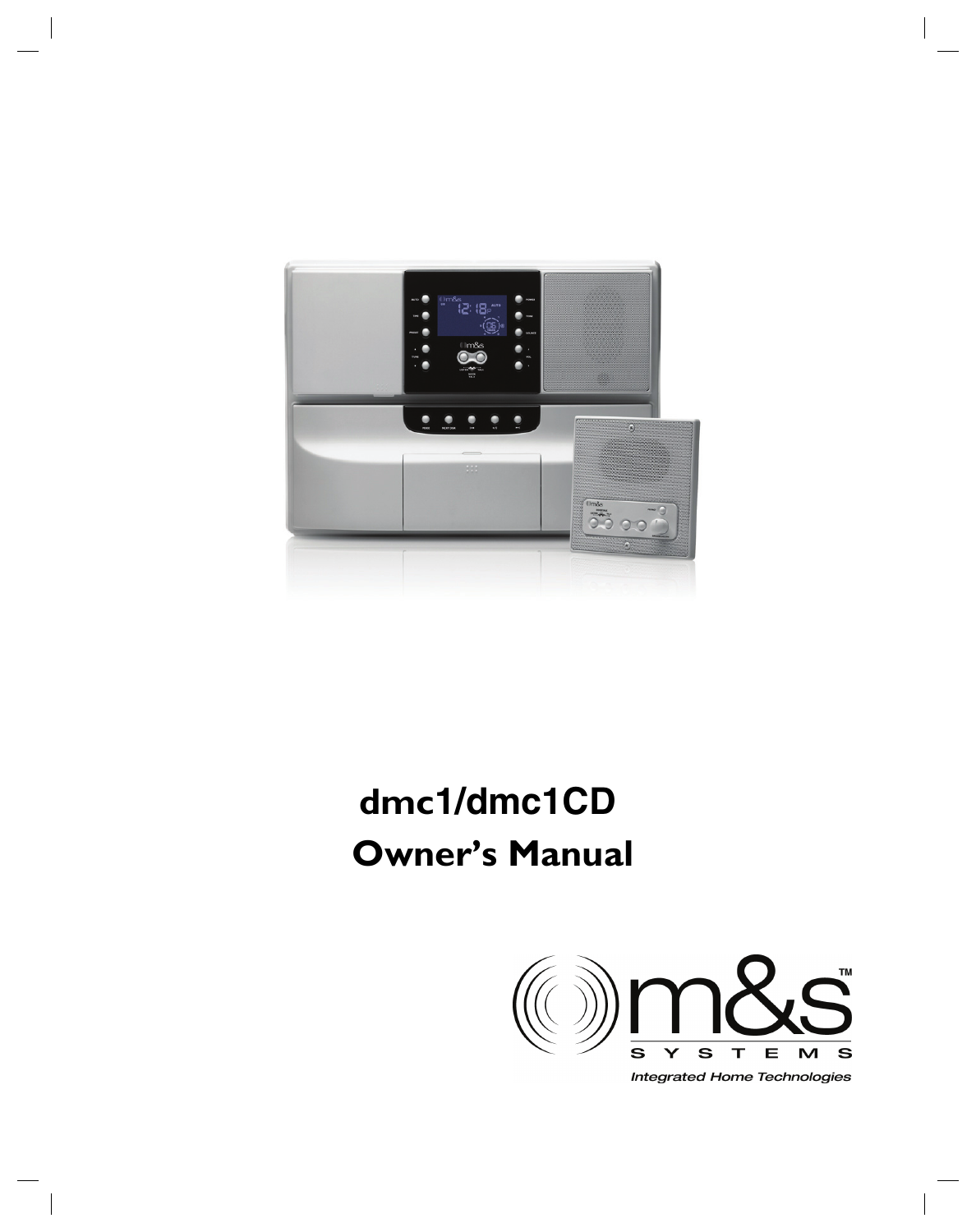# dmc1/dmc1CD
# Owner's Manual

m&s™ SYSTEMS

*Integrated Home Technologies*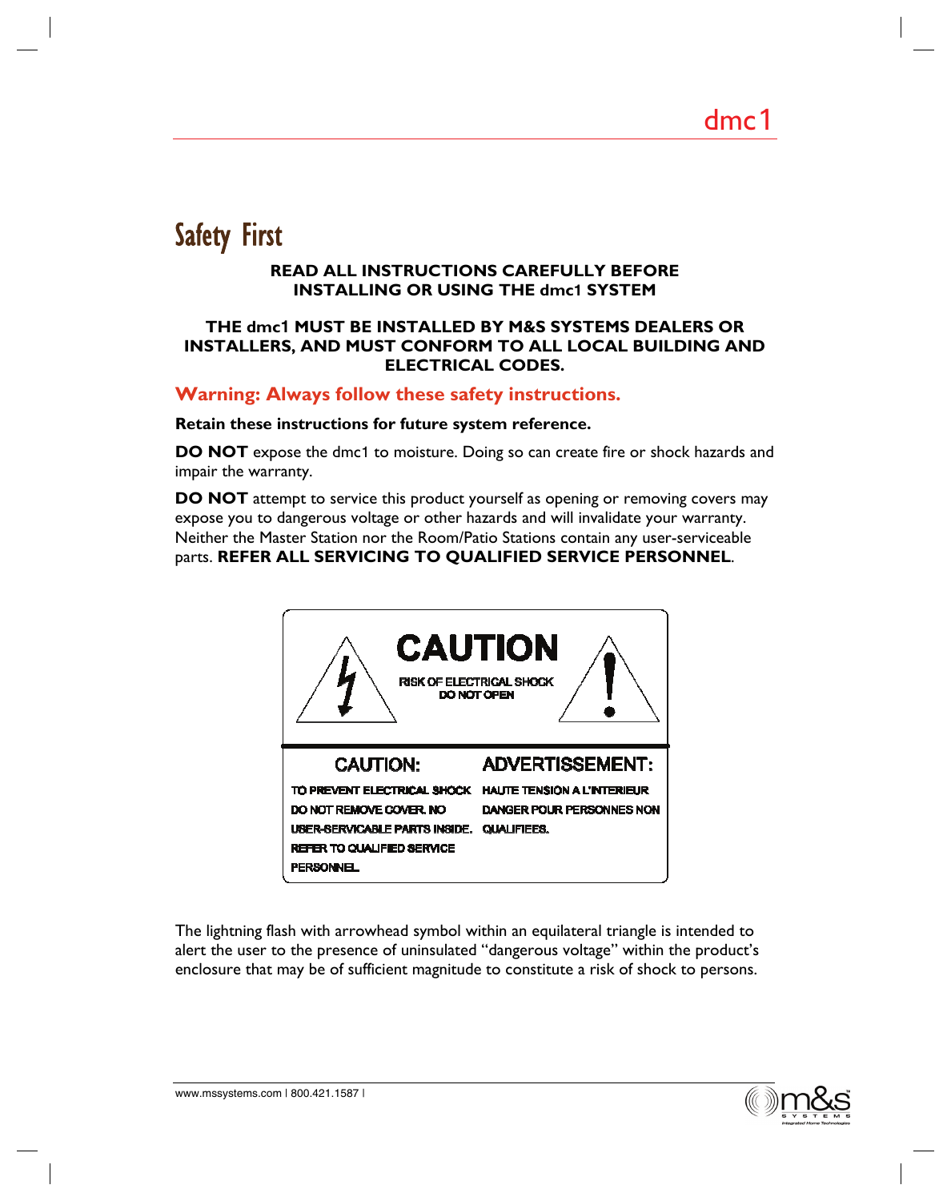# Safety First

**READ ALL INSTRUCTIONS CAREFULLY BEFORE INSTALLING OR USING THE dmc1 SYSTEM**

**THE dmc1 MUST BE INSTALLED BY M&S SYSTEMS DEALERS OR INSTALLERS, AND MUST CONFORM TO ALL LOCAL BUILDING AND ELECTRICAL CODES.**

## Warning: Always follow these safety instructions.

**Retain these instructions for future system reference.**

**DO NOT** expose the dmc1 to moisture. Doing so can create fire or shock hazards and impair the warranty.

**DO NOT** attempt to service this product yourself as opening or removing covers may expose you to dangerous voltage or other hazards and will invalidate your warranty. Neither the Master Station nor the Room/Patio Stations contain any user-serviceable parts. **REFER ALL SERVICING TO QUALIFIED SERVICE PERSONNEL**.

**CAUTION**

RISK OF ELECTRICAL SHOCK
DO NOT OPEN

| CAUTION: | ADVERTISSEMENT: |
|---|---|
| TO PREVENT ELECTRICAL SHOCK DO NOT REMOVE COVER. NO USER-SERVICABLE PARTS INSIDE. REFER TO QUALIFIED SERVICE PERSONNEL. | HAUTE TENSION A L'INTERIEUR DANGER POUR PERSONNES NON QUALIFIEES. |

The lightning flash with arrowhead symbol within an equilateral triangle is intended to alert the user to the presence of uninsulated "dangerous voltage" within the product's enclosure that may be of sufficient magnitude to constitute a risk of shock to persons.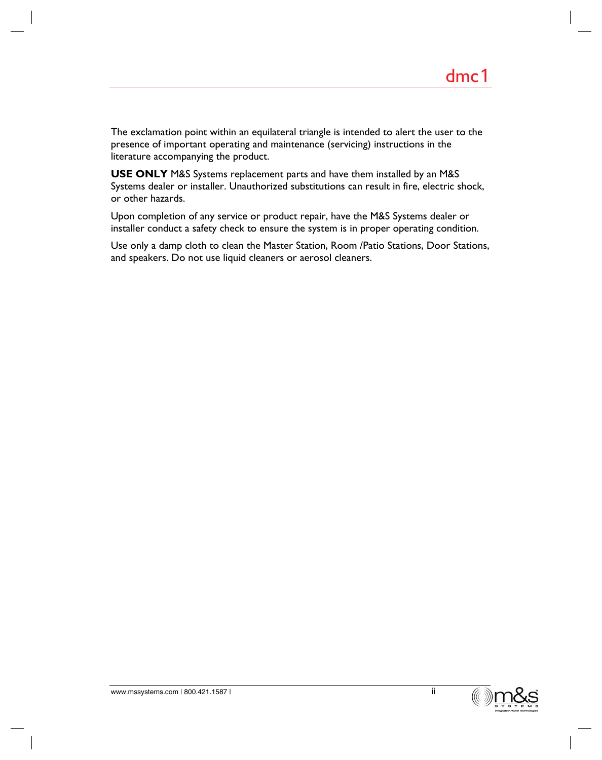The exclamation point within an equilateral triangle is intended to alert the user to the presence of important operating and maintenance (servicing) instructions in the literature accompanying the product.

**USE ONLY** M&S Systems replacement parts and have them installed by an M&S Systems dealer or installer. Unauthorized substitutions can result in fire, electric shock, or other hazards.

Upon completion of any service or product repair, have the M&S Systems dealer or installer conduct a safety check to ensure the system is in proper operating condition.

Use only a damp cloth to clean the Master Station, Room /Patio Stations, Door Stations, and speakers. Do not use liquid cleaners or aerosol cleaners.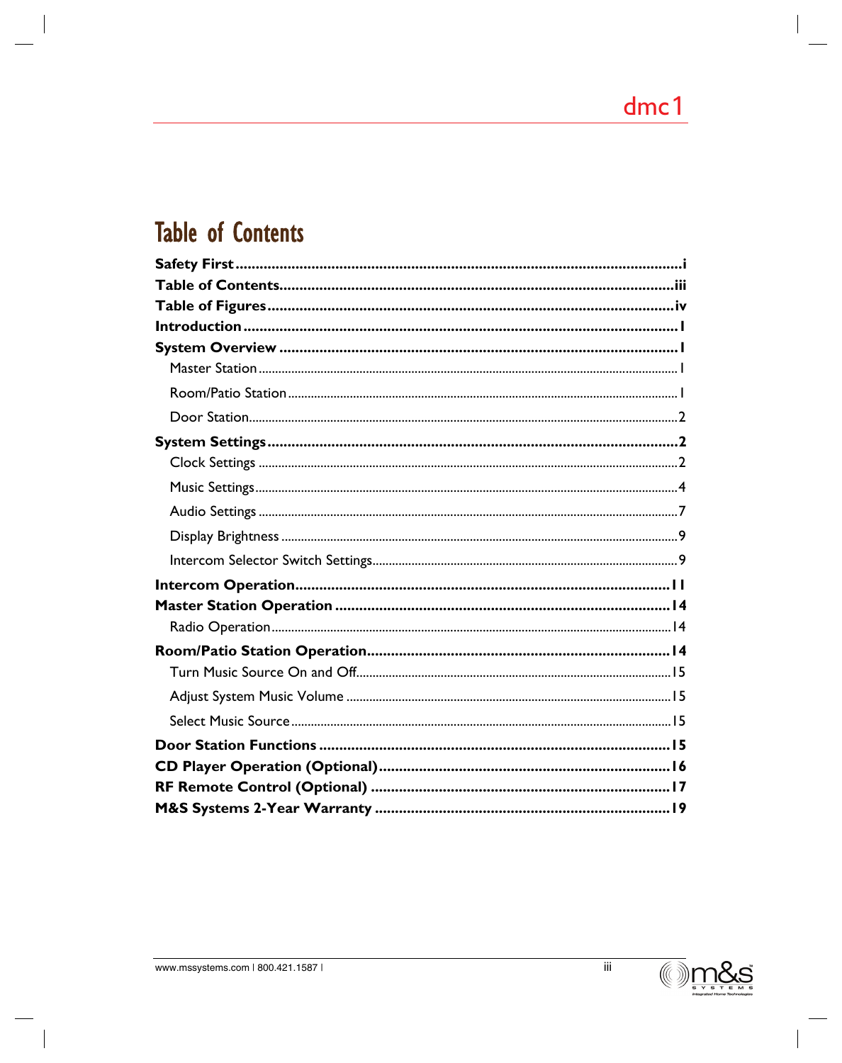# Table of Contents

**Safety First**................................................................................................................i
**Table of Contents**..........................................................................................................iii
**Table of Figures**............................................................................................................iv
**Introduction**..................................................................................................................1
**System Overview**...........................................................................................................1
    Master Station.................................................................................................................1
    Room/Patio Station..........................................................................................................1
    Door Station....................................................................................................................2
**System Settings**.............................................................................................................2
    Clock Settings.................................................................................................................2
    Music Settings.................................................................................................................4
    Audio Settings.................................................................................................................7
    Display Brightness..........................................................................................................9
    Intercom Selector Switch Settings...................................................................................9
**Intercom Operation**.......................................................................................................11
**Master Station Operation**.............................................................................................14
    Radio Operation.............................................................................................................14
**Room/Patio Station Operation**.....................................................................................14
    Turn Music Source On and Off.......................................................................................15
    Adjust System Music Volume..........................................................................................15
    Select Music Source.......................................................................................................15
**Door Station Functions**.................................................................................................15
**CD Player Operation (Optional)**...................................................................................16
**RF Remote Control (Optional)**......................................................................................17
**M&S Systems 2-Year Warranty**.....................................................................................19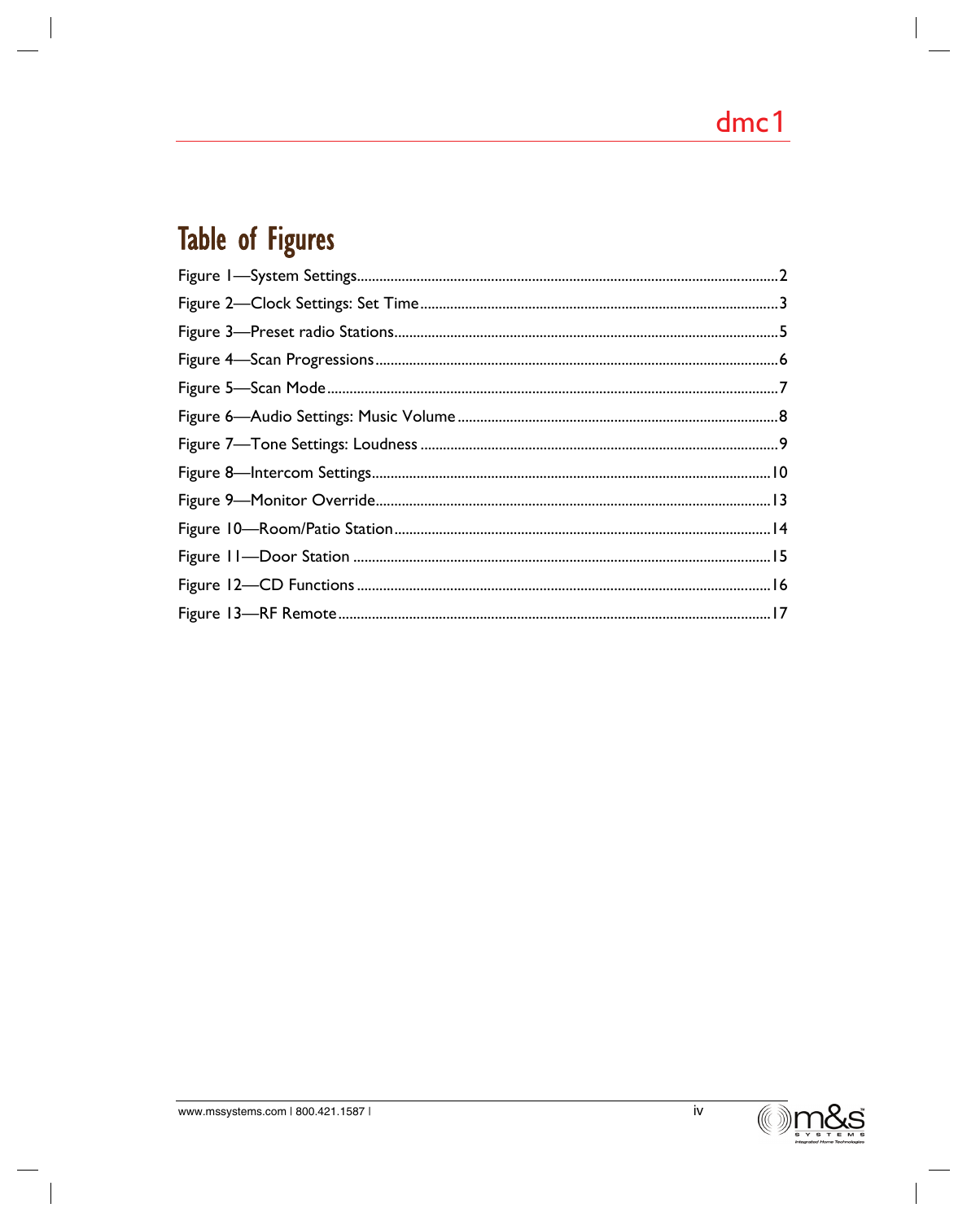# Table of Figures

Figure 1—System Settings....................................................................................................2
Figure 2—Clock Settings: Set Time.....................................................................................3
Figure 3—Preset radio Stations...........................................................................................5
Figure 4—Scan Progressions................................................................................................6
Figure 5—Scan Mode............................................................................................................7
Figure 6—Audio Settings: Music Volume.............................................................................8
Figure 7—Tone Settings: Loudness......................................................................................9
Figure 8—Intercom Settings...............................................................................................10
Figure 9—Monitor Override...............................................................................................13
Figure 10—Room/Patio Station..........................................................................................14
Figure 11—Door Station......................................................................................................15
Figure 12—CD Functions.....................................................................................................16
Figure 13—RF Remote........................................................................................................17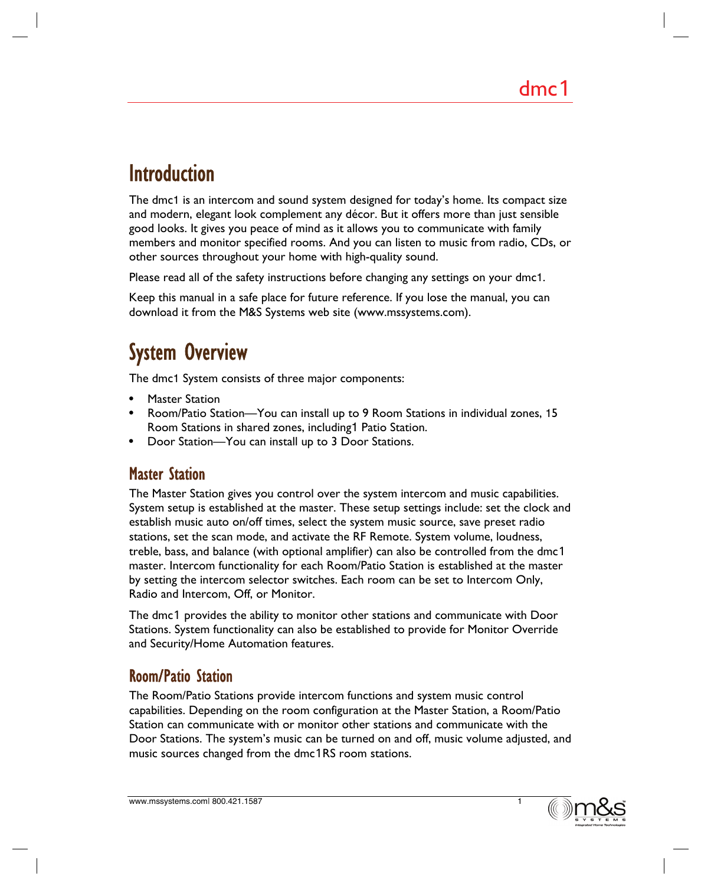# Introduction

The dmc1 is an intercom and sound system designed for today's home. Its compact size and modern, elegant look complement any décor. But it offers more than just sensible good looks. It gives you peace of mind as it allows you to communicate with family members and monitor specified rooms. And you can listen to music from radio, CDs, or other sources throughout your home with high-quality sound.

Please read all of the safety instructions before changing any settings on your dmc1.

Keep this manual in a safe place for future reference. If you lose the manual, you can download it from the M&S Systems web site (www.mssystems.com).

# System Overview

The dmc1 System consists of three major components:

- Master Station
- Room/Patio Station—You can install up to 9 Room Stations in individual zones, 15 Room Stations in shared zones, including1 Patio Station.
- Door Station—You can install up to 3 Door Stations.

## Master Station

The Master Station gives you control over the system intercom and music capabilities. System setup is established at the master. These setup settings include: set the clock and establish music auto on/off times, select the system music source, save preset radio stations, set the scan mode, and activate the RF Remote. System volume, loudness, treble, bass, and balance (with optional amplifier) can also be controlled from the dmc1 master. Intercom functionality for each Room/Patio Station is established at the master by setting the intercom selector switches. Each room can be set to Intercom Only, Radio and Intercom, Off, or Monitor.

The dmc1 provides the ability to monitor other stations and communicate with Door Stations. System functionality can also be established to provide for Monitor Override and Security/Home Automation features.

## Room/Patio Station

The Room/Patio Stations provide intercom functions and system music control capabilities. Depending on the room configuration at the Master Station, a Room/Patio Station can communicate with or monitor other stations and communicate with the Door Stations. The system's music can be turned on and off, music volume adjusted, and music sources changed from the dmc1RS room stations.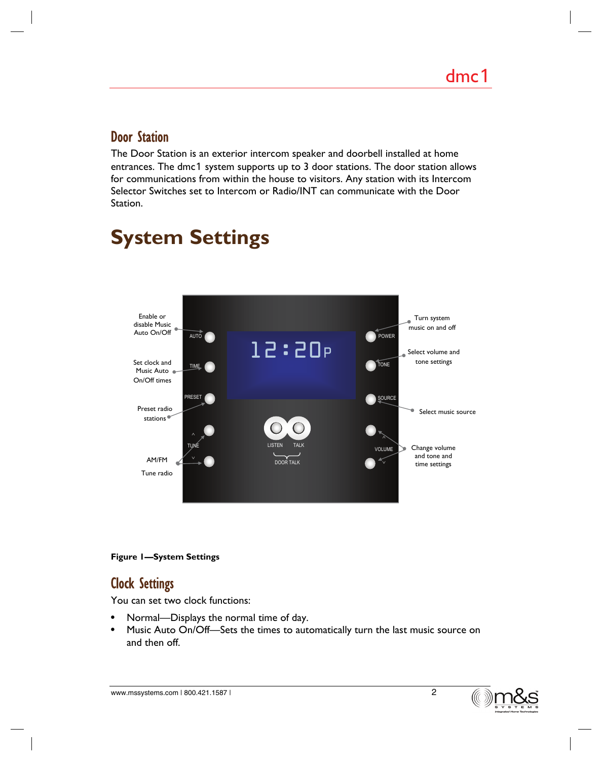## Door Station

The Door Station is an exterior intercom speaker and doorbell installed at home entrances. The dmc1 system supports up to 3 door stations. The door station allows for communications from within the house to visitors. Any station with its Intercom Selector Switches set to Intercom or Radio/INT can communicate with the Door Station.

# System Settings

Enable or disable Music Auto On/Off

Set clock and Music Auto On/Off times

Preset radio stations

AM/FM

Tune radio

Turn system music on and off

Select volume and tone settings

Select music source

Change volume and tone and time settings

**Figure 1—System Settings**

## Clock Settings

You can set two clock functions:

- Normal—Displays the normal time of day.
- Music Auto On/Off—Sets the times to automatically turn the last music source on and then off.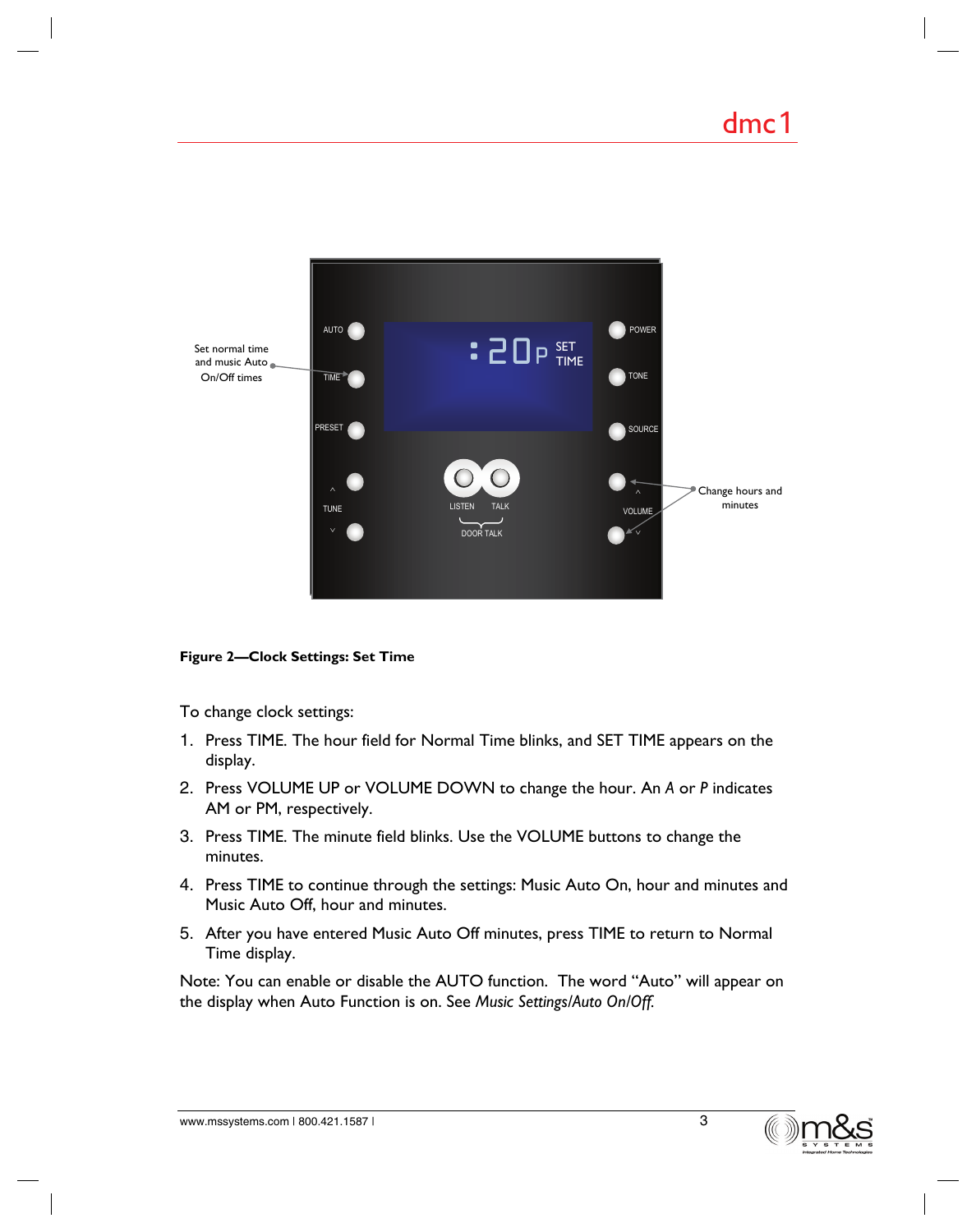**Figure 2—Clock Settings: Set Time**

To change clock settings:

1. Press TIME. The hour field for Normal Time blinks, and SET TIME appears on the display.
2. Press VOLUME UP or VOLUME DOWN to change the hour. An *A* or *P* indicates AM or PM, respectively.
3. Press TIME. The minute field blinks. Use the VOLUME buttons to change the minutes.
4. Press TIME to continue through the settings: Music Auto On, hour and minutes and Music Auto Off, hour and minutes.
5. After you have entered Music Auto Off minutes, press TIME to return to Normal Time display.

Note: You can enable or disable the AUTO function. The word "Auto" will appear on the display when Auto Function is on. See *Music Settings/Auto On/Off.*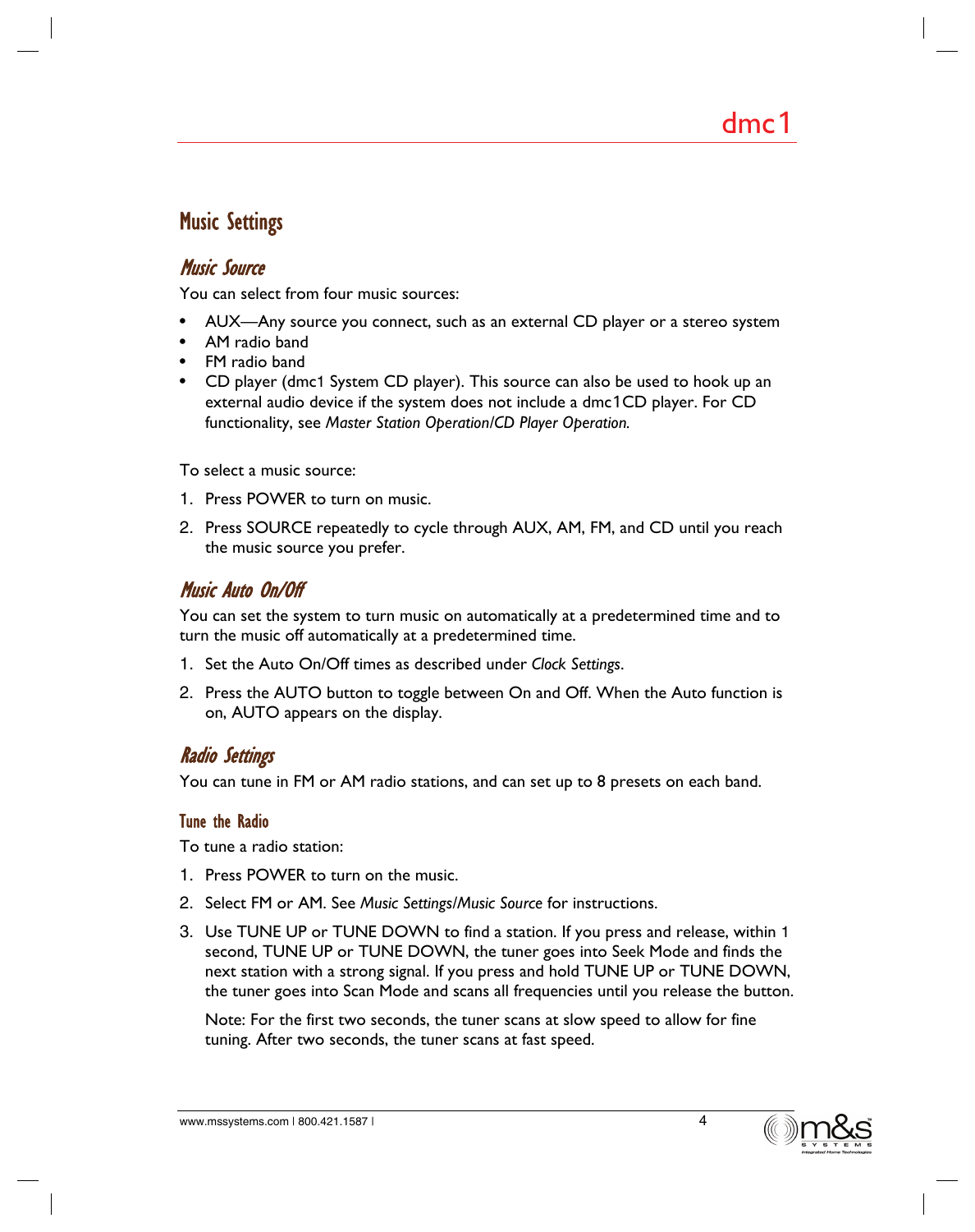## Music Settings

### *Music Source*

You can select from four music sources:

- AUX—Any source you connect, such as an external CD player or a stereo system
- AM radio band
- FM radio band
- CD player (dmc1 System CD player). This source can also be used to hook up an external audio device if the system does not include a dmc1CD player. For CD functionality, see *Master Station Operation/CD Player Operation.*

To select a music source:

1. Press POWER to turn on music.
2. Press SOURCE repeatedly to cycle through AUX, AM, FM, and CD until you reach the music source you prefer.

### *Music Auto On/Off*

You can set the system to turn music on automatically at a predetermined time and to turn the music off automatically at a predetermined time.

1. Set the Auto On/Off times as described under *Clock Settings*.
2. Press the AUTO button to toggle between On and Off. When the Auto function is on, AUTO appears on the display.

### *Radio Settings*

You can tune in FM or AM radio stations, and can set up to 8 presets on each band.

#### Tune the Radio

To tune a radio station:

1. Press POWER to turn on the music.
2. Select FM or AM. See *Music Settings/Music Source* for instructions.
3. Use TUNE UP or TUNE DOWN to find a station. If you press and release, within 1 second, TUNE UP or TUNE DOWN, the tuner goes into Seek Mode and finds the next station with a strong signal. If you press and hold TUNE UP or TUNE DOWN, the tuner goes into Scan Mode and scans all frequencies until you release the button.

   Note: For the first two seconds, the tuner scans at slow speed to allow for fine tuning. After two seconds, the tuner scans at fast speed.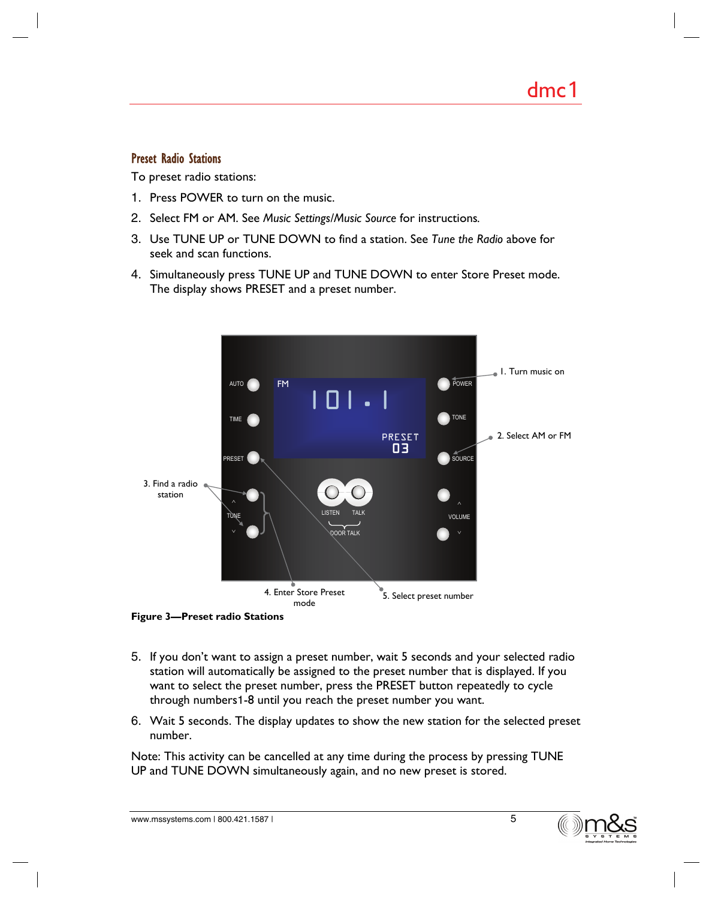## Preset Radio Stations

To preset radio stations:

1. Press POWER to turn on the music.
2. Select FM or AM. See *Music Settings/Music Source* for instructions.
3. Use TUNE UP or TUNE DOWN to find a station. See *Tune the Radio* above for seek and scan functions.
4. Simultaneously press TUNE UP and TUNE DOWN to enter Store Preset mode. The display shows PRESET and a preset number.

**Figure 3—Preset radio Stations**

5. If you don't want to assign a preset number, wait 5 seconds and your selected radio station will automatically be assigned to the preset number that is displayed. If you want to select the preset number, press the PRESET button repeatedly to cycle through numbers1-8 until you reach the preset number you want.
6. Wait 5 seconds. The display updates to show the new station for the selected preset number.

Note: This activity can be cancelled at any time during the process by pressing TUNE UP and TUNE DOWN simultaneously again, and no new preset is stored.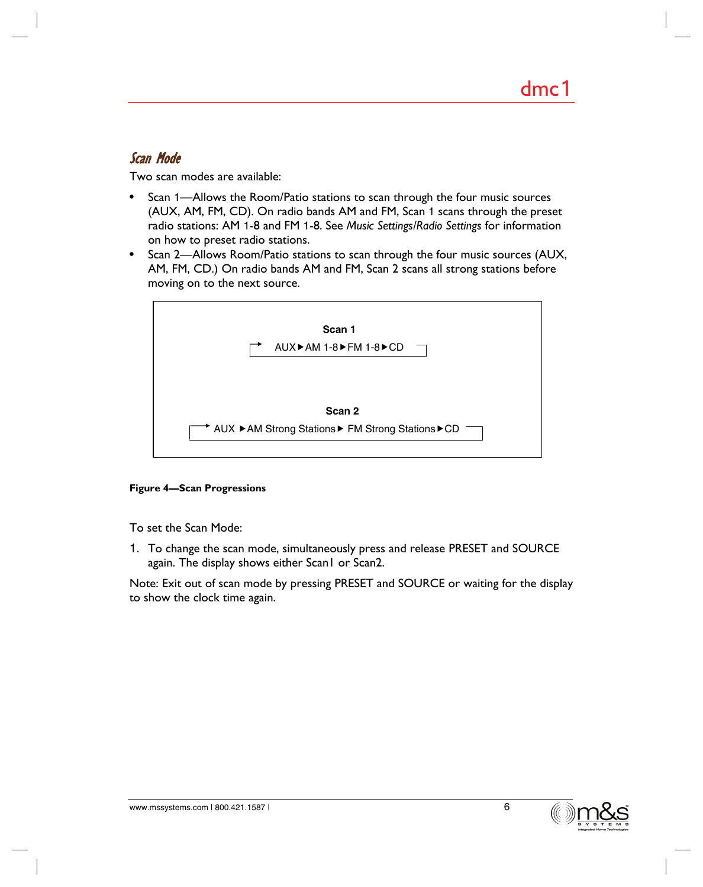## *Scan Mode*

Two scan modes are available:

- Scan 1—Allows the Room/Patio stations to scan through the four music sources (AUX, AM, FM, CD). On radio bands AM and FM, Scan 1 scans through the preset radio stations: AM 1-8 and FM 1-8. See *Music Settings/Radio Settings* for information on how to preset radio stations.
- Scan 2—Allows Room/Patio stations to scan through the four music sources (AUX, AM, FM, CD.) On radio bands AM and FM, Scan 2 scans all strong stations before moving on to the next source.

**Scan 1**

AUX ▶ AM 1-8 ▶ FM 1-8 ▶ CD

**Scan 2**

AUX ▶ AM Strong Stations ▶ FM Strong Stations ▶ CD

**Figure 4—Scan Progressions**

To set the Scan Mode:

1. To change the scan mode, simultaneously press and release PRESET and SOURCE again. The display shows either Scan1 or Scan2.

Note: Exit out of scan mode by pressing PRESET and SOURCE or waiting for the display to show the clock time again.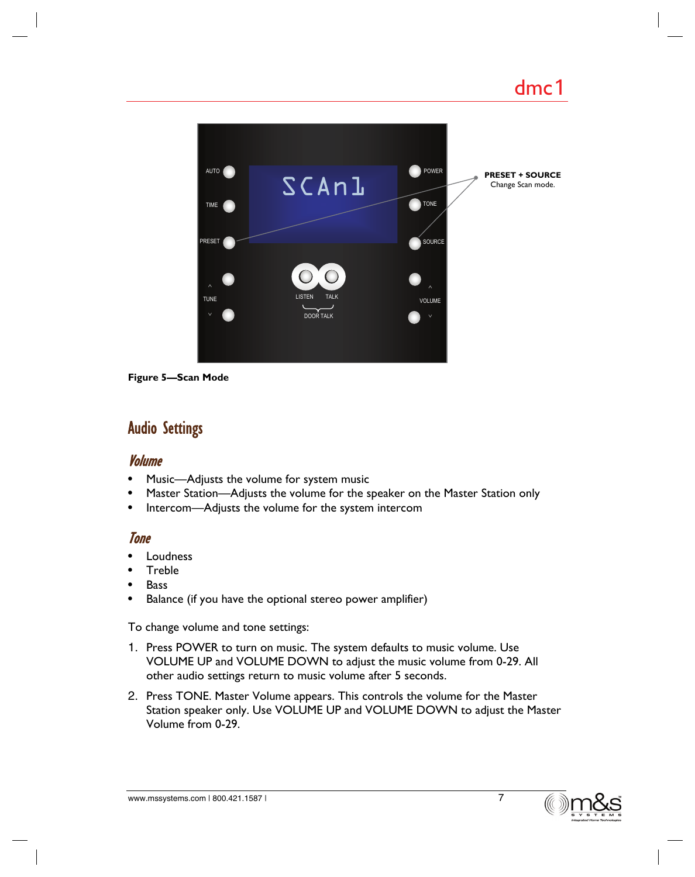PRESET + SOURCE
Change Scan mode.

**Figure 5—Scan Mode**

## Audio Settings

### *Volume*

- Music—Adjusts the volume for system music
- Master Station—Adjusts the volume for the speaker on the Master Station only
- Intercom—Adjusts the volume for the system intercom

### *Tone*

- Loudness
- Treble
- Bass
- Balance (if you have the optional stereo power amplifier)

To change volume and tone settings:

1. Press POWER to turn on music. The system defaults to music volume. Use VOLUME UP and VOLUME DOWN to adjust the music volume from 0-29. All other audio settings return to music volume after 5 seconds.
2. Press TONE. Master Volume appears. This controls the volume for the Master Station speaker only. Use VOLUME UP and VOLUME DOWN to adjust the Master Volume from 0-29.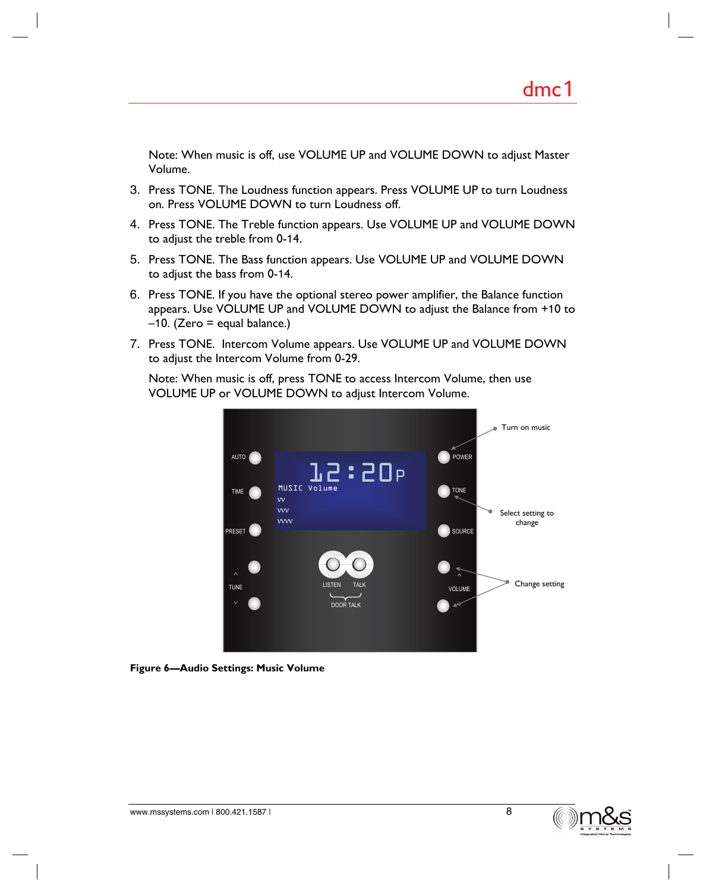Note: When music is off, use VOLUME UP and VOLUME DOWN to adjust Master Volume.

3. Press TONE. The Loudness function appears. Press VOLUME UP to turn Loudness on. Press VOLUME DOWN to turn Loudness off.
4. Press TONE. The Treble function appears. Use VOLUME UP and VOLUME DOWN to adjust the treble from 0-14.
5. Press TONE. The Bass function appears. Use VOLUME UP and VOLUME DOWN to adjust the bass from 0-14.
6. Press TONE. If you have the optional stereo power amplifier, the Balance function appears. Use VOLUME UP and VOLUME DOWN to adjust the Balance from +10 to –10. (Zero = equal balance.)
7. Press TONE.  Intercom Volume appears. Use VOLUME UP and VOLUME DOWN to adjust the Intercom Volume from 0-29.

   Note: When music is off, press TONE to access Intercom Volume, then use VOLUME UP or VOLUME DOWN to adjust Intercom Volume.

**Figure 6—Audio Settings: Music Volume**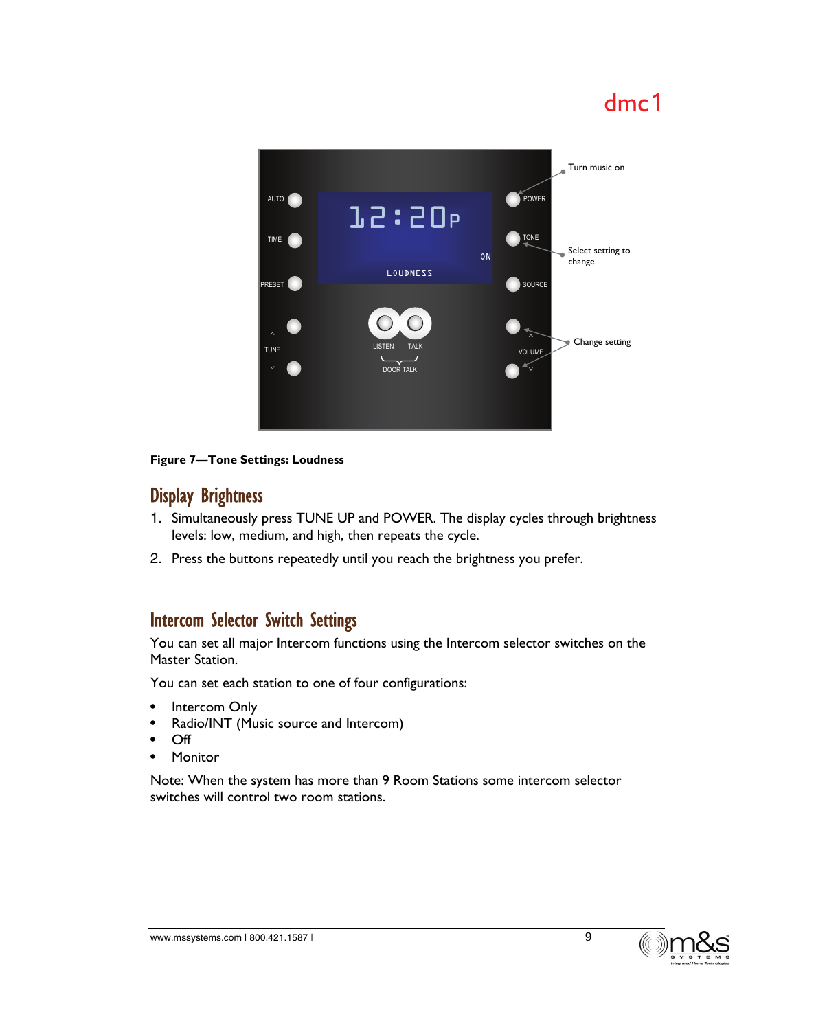Figure 7—Tone Settings: Loudness

## Display Brightness

1. Simultaneously press TUNE UP and POWER. The display cycles through brightness levels: low, medium, and high, then repeats the cycle.
2. Press the buttons repeatedly until you reach the brightness you prefer.

## Intercom Selector Switch Settings

You can set all major Intercom functions using the Intercom selector switches on the Master Station.

You can set each station to one of four configurations:

- Intercom Only
- Radio/INT (Music source and Intercom)
- Off
- Monitor

Note: When the system has more than 9 Room Stations some intercom selector switches will control two room stations.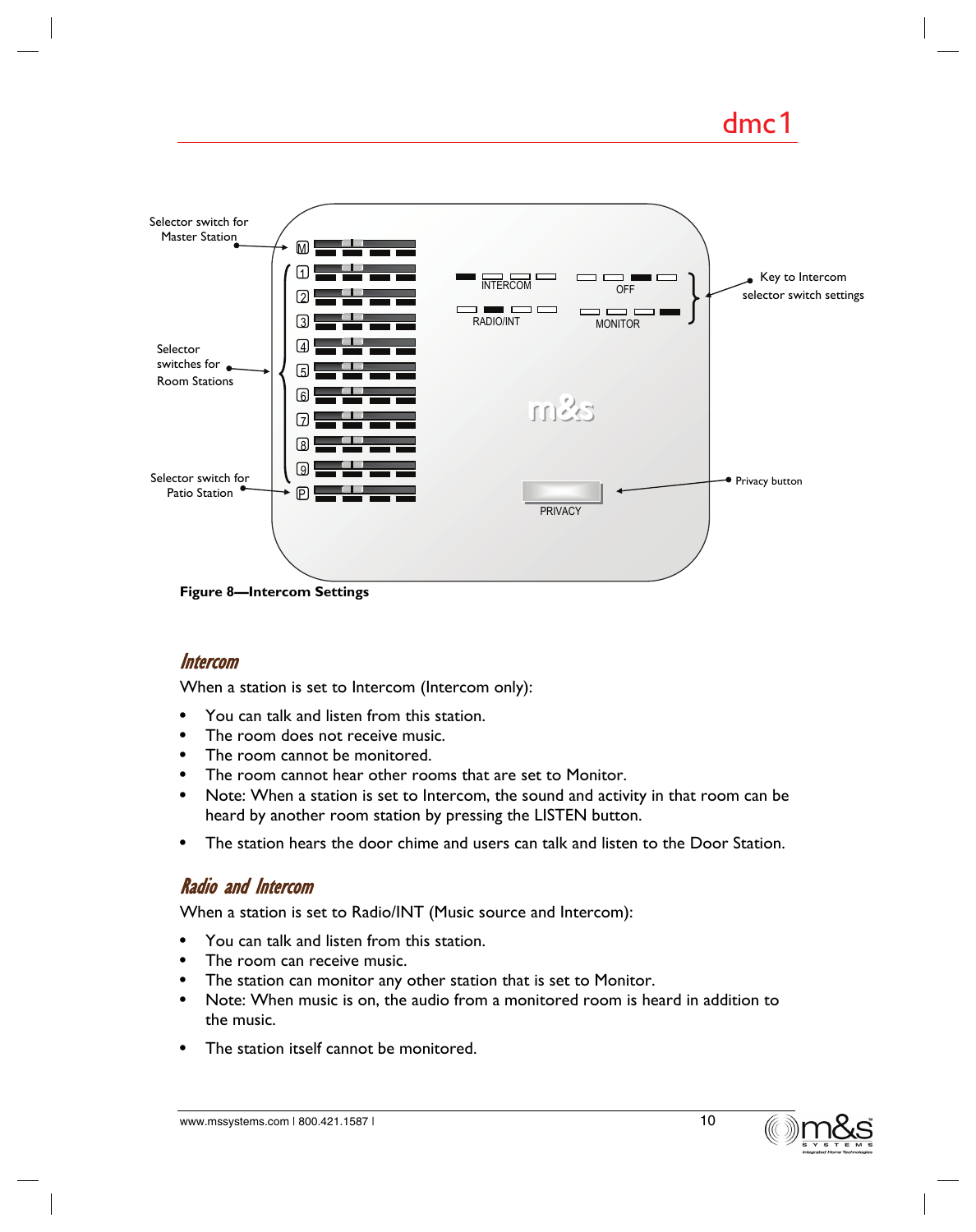Figure 8—Intercom Settings

## *Intercom*

When a station is set to Intercom (Intercom only):

- You can talk and listen from this station.
- The room does not receive music.
- The room cannot be monitored.
- The room cannot hear other rooms that are set to Monitor.
- Note: When a station is set to Intercom, the sound and activity in that room can be heard by another room station by pressing the LISTEN button.
- The station hears the door chime and users can talk and listen to the Door Station.

## *Radio and Intercom*

When a station is set to Radio/INT (Music source and Intercom):

- You can talk and listen from this station.
- The room can receive music.
- The station can monitor any other station that is set to Monitor.
- Note: When music is on, the audio from a monitored room is heard in addition to the music.
- The station itself cannot be monitored.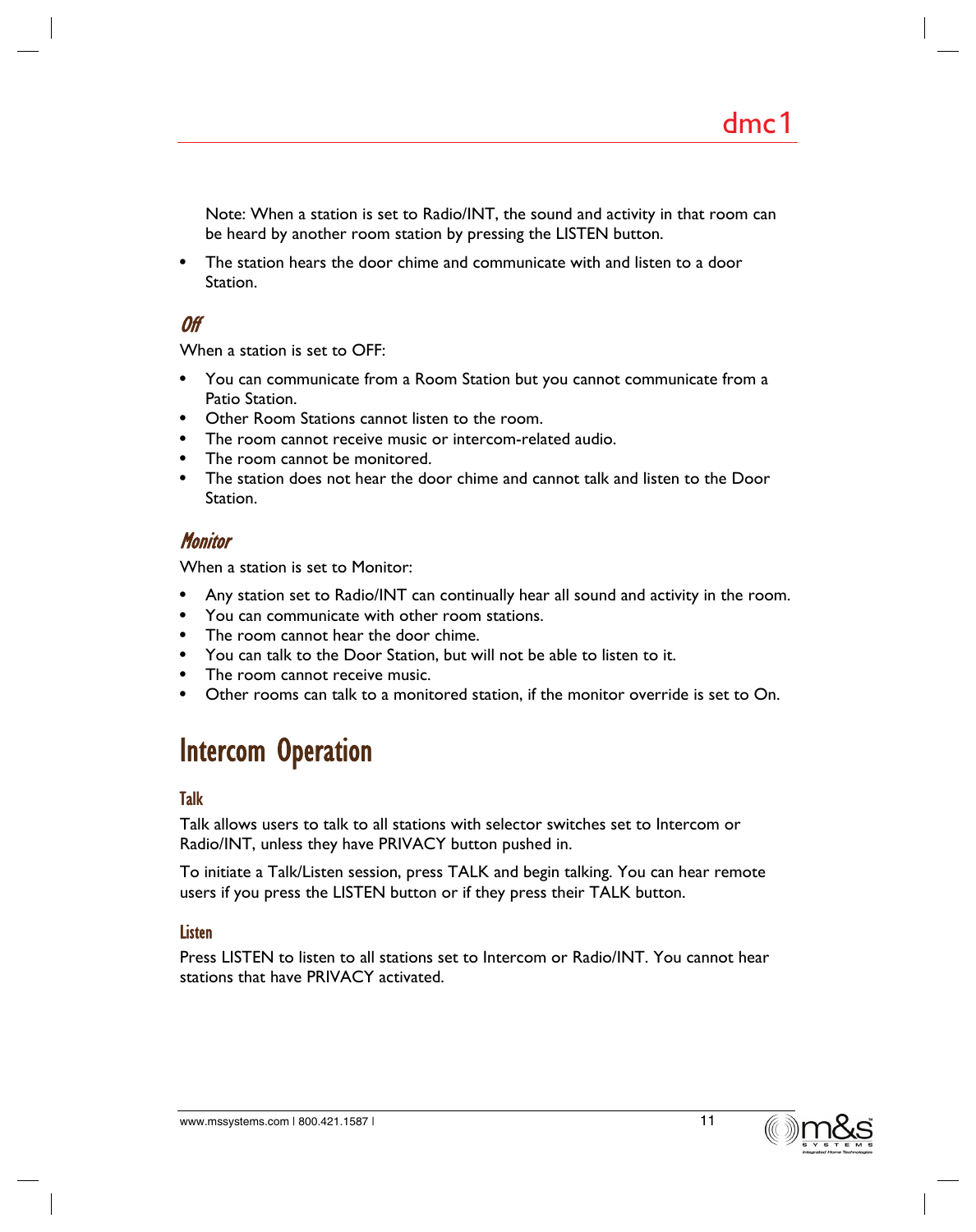Note: When a station is set to Radio/INT, the sound and activity in that room can be heard by another room station by pressing the LISTEN button.

- The station hears the door chime and communicate with and listen to a door Station.

### *Off*

When a station is set to OFF:

- You can communicate from a Room Station but you cannot communicate from a Patio Station.
- Other Room Stations cannot listen to the room.
- The room cannot receive music or intercom-related audio.
- The room cannot be monitored.
- The station does not hear the door chime and cannot talk and listen to the Door Station.

### *Monitor*

When a station is set to Monitor:

- Any station set to Radio/INT can continually hear all sound and activity in the room.
- You can communicate with other room stations.
- The room cannot hear the door chime.
- You can talk to the Door Station, but will not be able to listen to it.
- The room cannot receive music.
- Other rooms can talk to a monitored station, if the monitor override is set to On.

## Intercom Operation

### Talk

Talk allows users to talk to all stations with selector switches set to Intercom or Radio/INT, unless they have PRIVACY button pushed in.

To initiate a Talk/Listen session, press TALK and begin talking. You can hear remote users if you press the LISTEN button or if they press their TALK button.

### Listen

Press LISTEN to listen to all stations set to Intercom or Radio/INT. You cannot hear stations that have PRIVACY activated.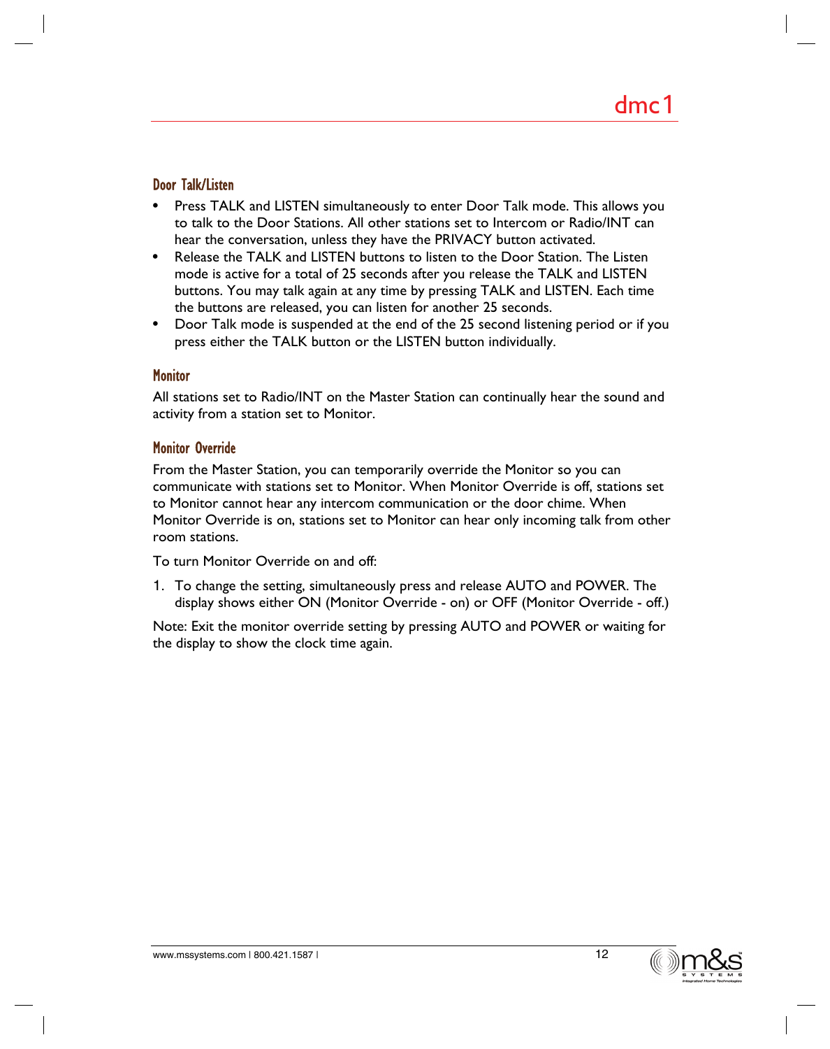## Door Talk/Listen

- Press TALK and LISTEN simultaneously to enter Door Talk mode. This allows you to talk to the Door Stations. All other stations set to Intercom or Radio/INT can hear the conversation, unless they have the PRIVACY button activated.
- Release the TALK and LISTEN buttons to listen to the Door Station. The Listen mode is active for a total of 25 seconds after you release the TALK and LISTEN buttons. You may talk again at any time by pressing TALK and LISTEN. Each time the buttons are released, you can listen for another 25 seconds.
- Door Talk mode is suspended at the end of the 25 second listening period or if you press either the TALK button or the LISTEN button individually.

## Monitor

All stations set to Radio/INT on the Master Station can continually hear the sound and activity from a station set to Monitor.

## Monitor Override

From the Master Station, you can temporarily override the Monitor so you can communicate with stations set to Monitor. When Monitor Override is off, stations set to Monitor cannot hear any intercom communication or the door chime. When Monitor Override is on, stations set to Monitor can hear only incoming talk from other room stations.

To turn Monitor Override on and off:

1. To change the setting, simultaneously press and release AUTO and POWER. The display shows either ON (Monitor Override - on) or OFF (Monitor Override - off.)

Note: Exit the monitor override setting by pressing AUTO and POWER or waiting for the display to show the clock time again.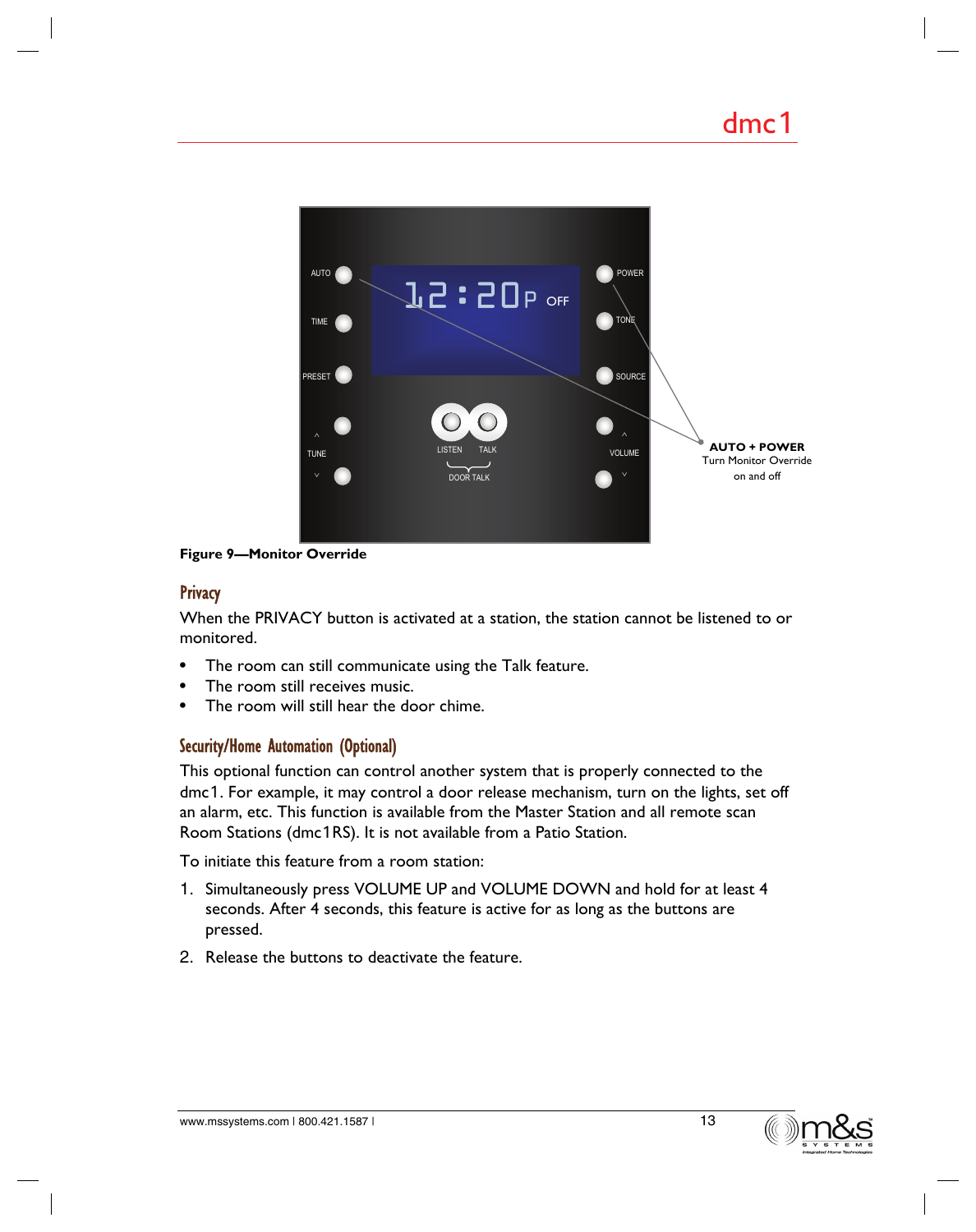Figure 9—Monitor Override

## Privacy

When the PRIVACY button is activated at a station, the station cannot be listened to or monitored.

- The room can still communicate using the Talk feature.
- The room still receives music.
- The room will still hear the door chime.

## Security/Home Automation (Optional)

This optional function can control another system that is properly connected to the dmc1. For example, it may control a door release mechanism, turn on the lights, set off an alarm, etc. This function is available from the Master Station and all remote scan Room Stations (dmc1RS). It is not available from a Patio Station.

To initiate this feature from a room station:

1. Simultaneously press VOLUME UP and VOLUME DOWN and hold for at least 4 seconds. After 4 seconds, this feature is active for as long as the buttons are pressed.
2. Release the buttons to deactivate the feature.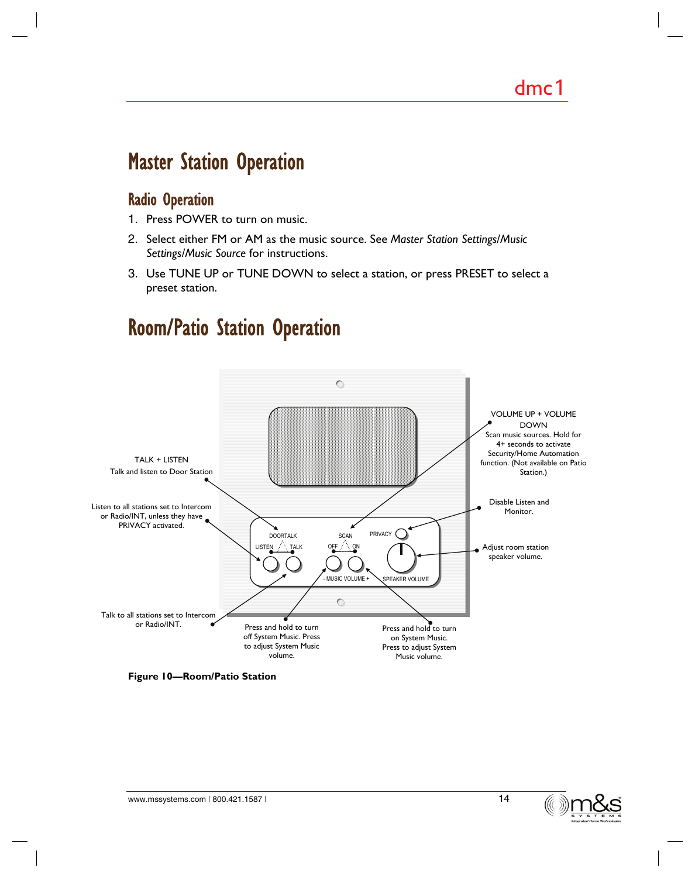# Master Station Operation

## Radio Operation

1. Press POWER to turn on music.
2. Select either FM or AM as the music source. See *Master Station Settings/Music Settings/Music Source* for instructions.
3. Use TUNE UP or TUNE DOWN to select a station, or press PRESET to select a preset station.

# Room/Patio Station Operation

TALK + LISTEN
Talk and listen to Door Station

Listen to all stations set to Intercom or Radio/INT, unless they have PRIVACY activated.

Talk to all stations set to Intercom or Radio/INT.

Press and hold to turn off System Music. Press to adjust System Music volume.

Press and hold to turn on System Music. Press to adjust System Music volume.

VOLUME UP + VOLUME DOWN
Scan music sources. Hold for 4+ seconds to activate Security/Home Automation function. (Not available on Patio Station.)

Disable Listen and Monitor.

Adjust room station speaker volume.

DOORTALK
LISTEN TALK
SCAN
OFF ON
PRIVACY
- MUSIC VOLUME +
SPEAKER VOLUME

**Figure 10—Room/Patio Station**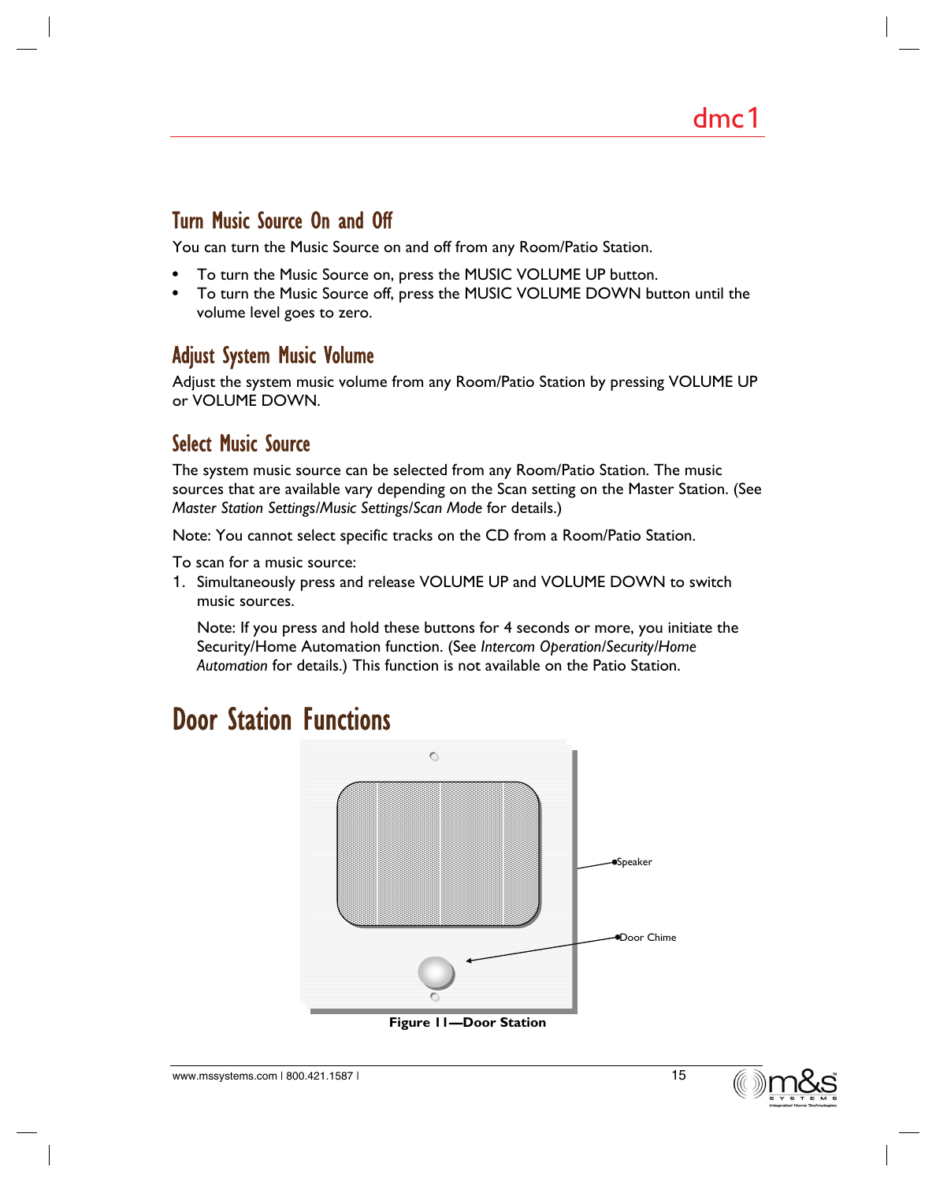## Turn Music Source On and Off

You can turn the Music Source on and off from any Room/Patio Station.

- To turn the Music Source on, press the MUSIC VOLUME UP button.
- To turn the Music Source off, press the MUSIC VOLUME DOWN button until the volume level goes to zero.

## Adjust System Music Volume

Adjust the system music volume from any Room/Patio Station by pressing VOLUME UP or VOLUME DOWN.

## Select Music Source

The system music source can be selected from any Room/Patio Station. The music sources that are available vary depending on the Scan setting on the Master Station. (See *Master Station Settings/Music Settings/Scan Mode* for details.)

Note: You cannot select specific tracks on the CD from a Room/Patio Station.

To scan for a music source:

1. Simultaneously press and release VOLUME UP and VOLUME DOWN to switch music sources.

   Note: If you press and hold these buttons for 4 seconds or more, you initiate the Security/Home Automation function. (See *Intercom Operation/Security/Home Automation* for details.) This function is not available on the Patio Station.

# Door Station Functions

Speaker

Door Chime

**Figure 11—Door Station**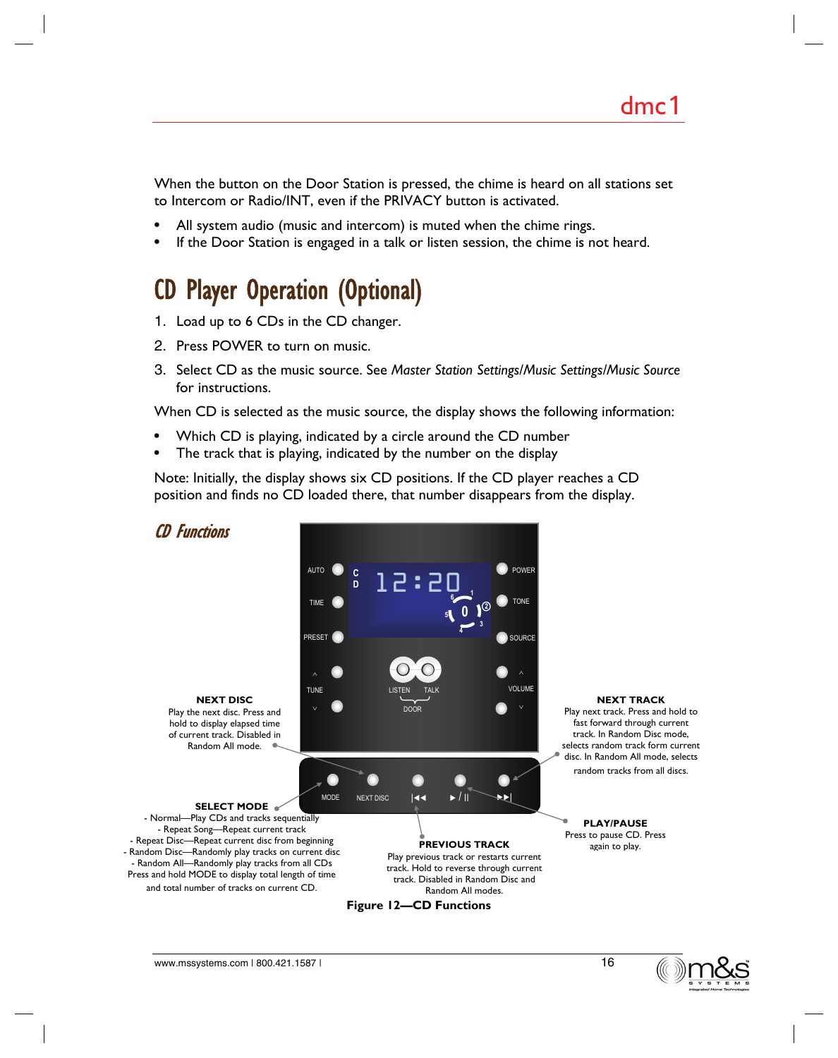When the button on the Door Station is pressed, the chime is heard on all stations set to Intercom or Radio/INT, even if the PRIVACY button is activated.

- All system audio (music and intercom) is muted when the chime rings.
- If the Door Station is engaged in a talk or listen session, the chime is not heard.

# CD Player Operation (Optional)

1. Load up to 6 CDs in the CD changer.
2. Press POWER to turn on music.
3. Select CD as the music source. See *Master Station Settings/Music Settings/Music Source* for instructions.

When CD is selected as the music source, the display shows the following information:

- Which CD is playing, indicated by a circle around the CD number
- The track that is playing, indicated by the number on the display

Note: Initially, the display shows six CD positions. If the CD player reaches a CD position and finds no CD loaded there, that number disappears from the display.

## CD Functions

**NEXT DISC**
Play the next disc. Press and hold to display elapsed time of current track. Disabled in Random All mode.

**NEXT TRACK**
Play next track. Press and hold to fast forward through current track. In Random Disc mode, selects random track form current disc. In Random All mode, selects random tracks from all discs.

**SELECT MODE**
- Normal—Play CDs and tracks sequentially
- Repeat Song—Repeat current track
- Repeat Disc—Repeat current disc from beginning
- Random Disc—Randomly play tracks on current disc
- Random All—Randomly play tracks from all CDs

Press and hold MODE to display total length of time and total number of tracks on current CD.

**PLAY/PAUSE**
Press to pause CD. Press again to play.

**PREVIOUS TRACK**
Play previous track or restarts current track. Hold to reverse through current track. Disabled in Random Disc and Random All modes.

**Figure 12—CD Functions**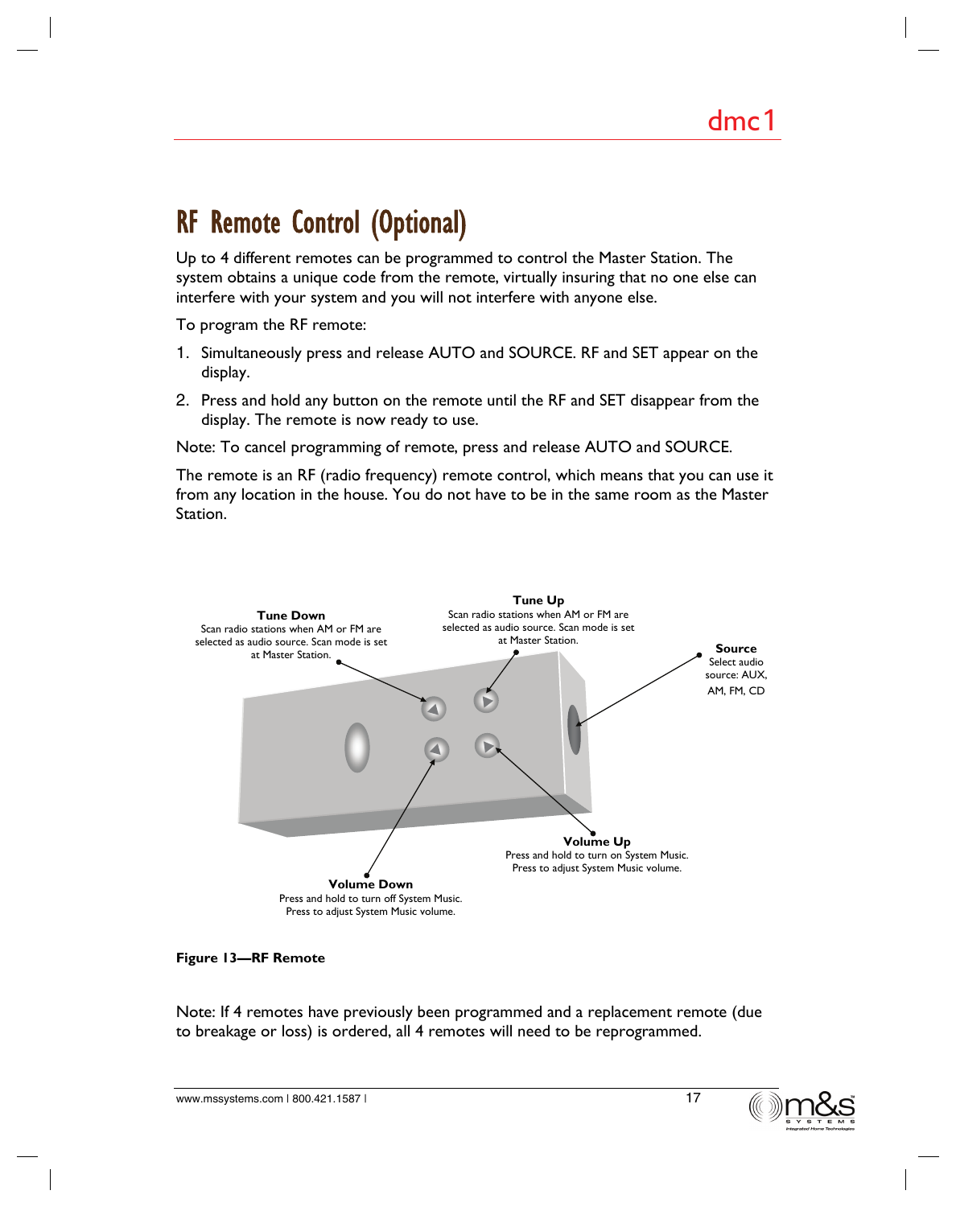# RF Remote Control (Optional)

Up to 4 different remotes can be programmed to control the Master Station. The system obtains a unique code from the remote, virtually insuring that no one else can interfere with your system and you will not interfere with anyone else.

To program the RF remote:

1. Simultaneously press and release AUTO and SOURCE. RF and SET appear on the display.
2. Press and hold any button on the remote until the RF and SET disappear from the display. The remote is now ready to use.

Note: To cancel programming of remote, press and release AUTO and SOURCE.

The remote is an RF (radio frequency) remote control, which means that you can use it from any location in the house. You do not have to be in the same room as the Master Station.

**Tune Down**
Scan radio stations when AM or FM are selected as audio source. Scan mode is set at Master Station.

**Tune Up**
Scan radio stations when AM or FM are selected as audio source. Scan mode is set at Master Station.

**Source**
Select audio source: AUX, AM, FM, CD

**Volume Up**
Press and hold to turn on System Music. Press to adjust System Music volume.

**Volume Down**
Press and hold to turn off System Music. Press to adjust System Music volume.

**Figure 13—RF Remote**

Note: If 4 remotes have previously been programmed and a replacement remote (due to breakage or loss) is ordered, all 4 remotes will need to be reprogrammed.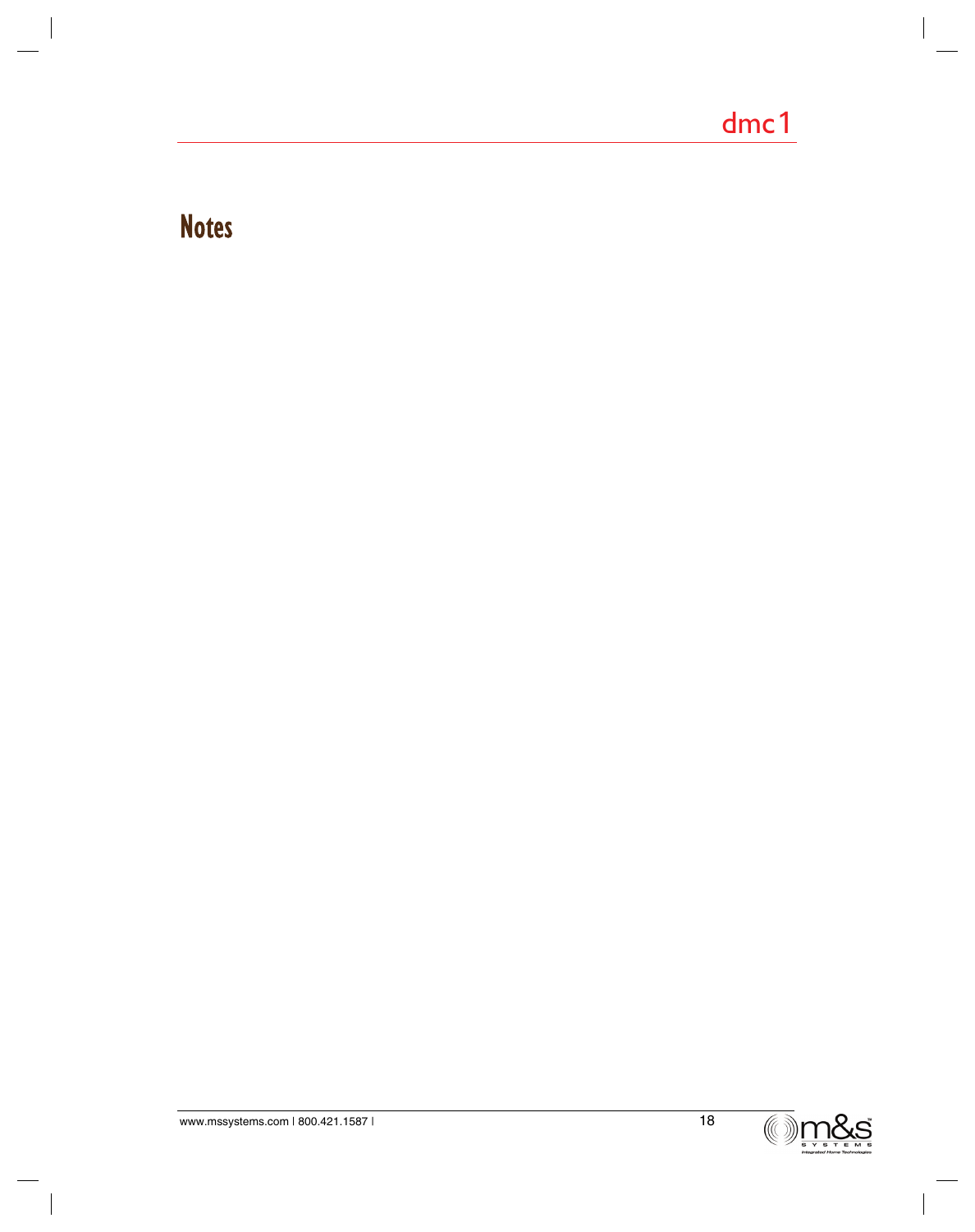# Notes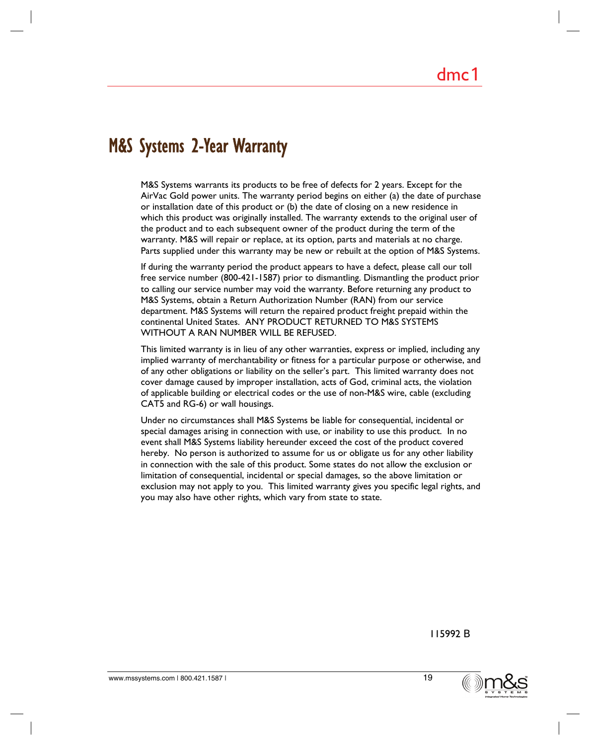# M&S Systems 2-Year Warranty

M&S Systems warrants its products to be free of defects for 2 years. Except for the AirVac Gold power units. The warranty period begins on either (a) the date of purchase or installation date of this product or (b) the date of closing on a new residence in which this product was originally installed. The warranty extends to the original user of the product and to each subsequent owner of the product during the term of the warranty. M&S will repair or replace, at its option, parts and materials at no charge. Parts supplied under this warranty may be new or rebuilt at the option of M&S Systems.

If during the warranty period the product appears to have a defect, please call our toll free service number (800-421-1587) prior to dismantling. Dismantling the product prior to calling our service number may void the warranty. Before returning any product to M&S Systems, obtain a Return Authorization Number (RAN) from our service department. M&S Systems will return the repaired product freight prepaid within the continental United States. ANY PRODUCT RETURNED TO M&S SYSTEMS WITHOUT A RAN NUMBER WILL BE REFUSED.

This limited warranty is in lieu of any other warranties, express or implied, including any implied warranty of merchantability or fitness for a particular purpose or otherwise, and of any other obligations or liability on the seller's part. This limited warranty does not cover damage caused by improper installation, acts of God, criminal acts, the violation of applicable building or electrical codes or the use of non-M&S wire, cable (excluding CAT5 and RG-6) or wall housings.

Under no circumstances shall M&S Systems be liable for consequential, incidental or special damages arising in connection with use, or inability to use this product. In no event shall M&S Systems liability hereunder exceed the cost of the product covered hereby. No person is authorized to assume for us or obligate us for any other liability in connection with the sale of this product. Some states do not allow the exclusion or limitation of consequential, incidental or special damages, so the above limitation or exclusion may not apply to you. This limited warranty gives you specific legal rights, and you may also have other rights, which vary from state to state.

115992 B